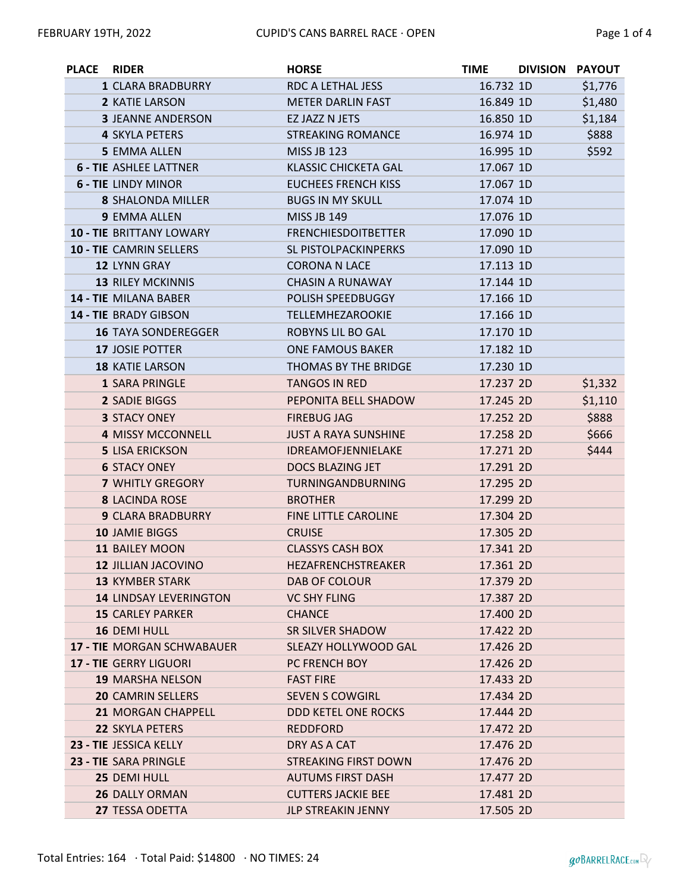# CUPID'S CANS BARREL RACE · OPEN

FEBRUARY 19TH, 2022

| PLACE | RIDER | HORSE | TIME | DIVISION | PAYOUT |
|---|---|---|---|---|---|
| 1 | CLARA BRADBURRY | RDC A LETHAL JESS | 16.732 | 1D | $1,776 |
| 2 | KATIE LARSON | METER DARLIN FAST | 16.849 | 1D | $1,480 |
| 3 | JEANNE ANDERSON | EZ JAZZ N JETS | 16.850 | 1D | $1,184 |
| 4 | SKYLA PETERS | STREAKING ROMANCE | 16.974 | 1D | $888 |
| 5 | EMMA ALLEN | MISS JB 123 | 16.995 | 1D | $592 |
| 6 - TIE | ASHLEE LATTNER | KLASSIC CHICKETA GAL | 17.067 | 1D | |
| 6 - TIE | LINDY MINOR | EUCHEES FRENCH KISS | 17.067 | 1D | |
| 8 | SHALONDA MILLER | BUGS IN MY SKULL | 17.074 | 1D | |
| 9 | EMMA ALLEN | MISS JB 149 | 17.076 | 1D | |
| 10 - TIE | BRITTANY LOWARY | FRENCHIESDOITBETTER | 17.090 | 1D | |
| 10 - TIE | CAMRIN SELLERS | SL PISTOLPACKINPERKS | 17.090 | 1D | |
| 12 | LYNN GRAY | CORONA N LACE | 17.113 | 1D | |
| 13 | RILEY MCKINNIS | CHASIN A RUNAWAY | 17.144 | 1D | |
| 14 - TIE | MILANA BABER | POLISH SPEEDBUGGY | 17.166 | 1D | |
| 14 - TIE | BRADY GIBSON | TELLEMHEZAROOKIE | 17.166 | 1D | |
| 16 | TAYA SONDEREGGER | ROBYNS LIL BO GAL | 17.170 | 1D | |
| 17 | JOSIE POTTER | ONE FAMOUS BAKER | 17.182 | 1D | |
| 18 | KATIE LARSON | THOMAS BY THE BRIDGE | 17.230 | 1D | |
| 1 | SARA PRINGLE | TANGOS IN RED | 17.237 | 2D | $1,332 |
| 2 | SADIE BIGGS | PEPONITA BELL SHADOW | 17.245 | 2D | $1,110 |
| 3 | STACY ONEY | FIREBUG JAG | 17.252 | 2D | $888 |
| 4 | MISSY MCCONNELL | JUST A RAYA SUNSHINE | 17.258 | 2D | $666 |
| 5 | LISA ERICKSON | IDREAMOFJENNIELAKE | 17.271 | 2D | $444 |
| 6 | STACY ONEY | DOCS BLAZING JET | 17.291 | 2D | |
| 7 | WHITLY GREGORY | TURNINGANDBURNING | 17.295 | 2D | |
| 8 | LACINDA ROSE | BROTHER | 17.299 | 2D | |
| 9 | CLARA BRADBURRY | FINE LITTLE CAROLINE | 17.304 | 2D | |
| 10 | JAMIE BIGGS | CRUISE | 17.305 | 2D | |
| 11 | BAILEY MOON | CLASSYS CASH BOX | 17.341 | 2D | |
| 12 | JILLIAN JACOVINO | HEZAFRENCHSTREAKER | 17.361 | 2D | |
| 13 | KYMBER STARK | DAB OF COLOUR | 17.379 | 2D | |
| 14 | LINDSAY LEVERINGTON | VC SHY FLING | 17.387 | 2D | |
| 15 | CARLEY PARKER | CHANCE | 17.400 | 2D | |
| 16 | DEMI HULL | SR SILVER SHADOW | 17.422 | 2D | |
| 17 - TIE | MORGAN SCHWABAUER | SLEAZY HOLLYWOOD GAL | 17.426 | 2D | |
| 17 - TIE | GERRY LIGUORI | PC FRENCH BOY | 17.426 | 2D | |
| 19 | MARSHA NELSON | FAST FIRE | 17.433 | 2D | |
| 20 | CAMRIN SELLERS | SEVEN S COWGIRL | 17.434 | 2D | |
| 21 | MORGAN CHAPPELL | DDD KETEL ONE ROCKS | 17.444 | 2D | |
| 22 | SKYLA PETERS | REDDFORD | 17.472 | 2D | |
| 23 - TIE | JESSICA KELLY | DRY AS A CAT | 17.476 | 2D | |
| 23 - TIE | SARA PRINGLE | STREAKING FIRST DOWN | 17.476 | 2D | |
| 25 | DEMI HULL | AUTUMS FIRST DASH | 17.477 | 2D | |
| 26 | DALLY ORMAN | CUTTERS JACKIE BEE | 17.481 | 2D | |
| 27 | TESSA ODETTA | JLP STREAKIN JENNY | 17.505 | 2D | |

Total Entries: 164 · Total Paid: $14800 · NO TIMES: 24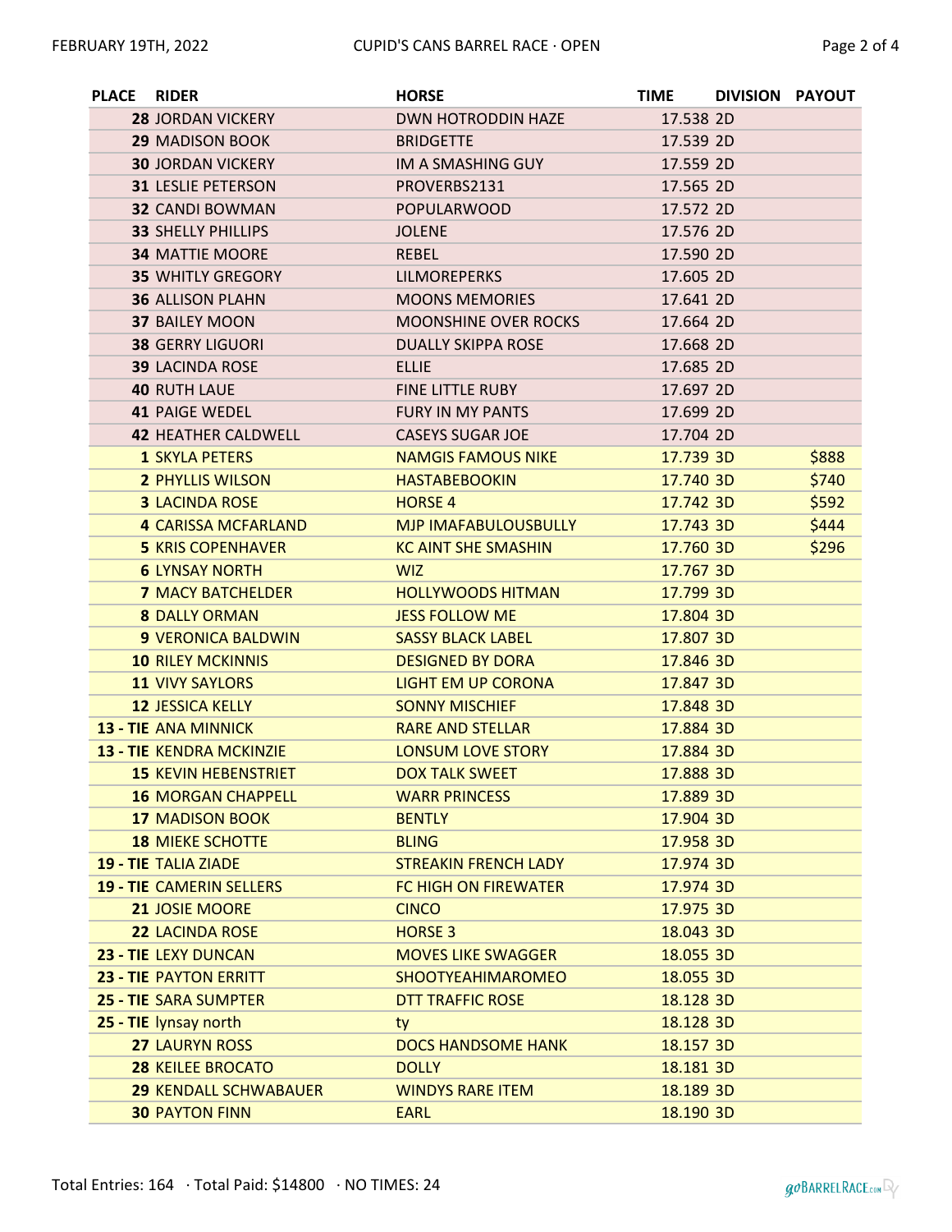| PLACE | RIDER | HORSE | TIME | DIVISION | PAYOUT |
|---|---|---|---|---|---|
| 28 | JORDAN VICKERY | DWN HOTRODDIN HAZE | 17.538 | 2D | |
| 29 | MADISON BOOK | BRIDGETTE | 17.539 | 2D | |
| 30 | JORDAN VICKERY | IM A SMASHING GUY | 17.559 | 2D | |
| 31 | LESLIE PETERSON | PROVERBS2131 | 17.565 | 2D | |
| 32 | CANDI BOWMAN | POPULARWOOD | 17.572 | 2D | |
| 33 | SHELLY PHILLIPS | JOLENE | 17.576 | 2D | |
| 34 | MATTIE MOORE | REBEL | 17.590 | 2D | |
| 35 | WHITLY GREGORY | LILMOREPERKS | 17.605 | 2D | |
| 36 | ALLISON PLAHN | MOONS MEMORIES | 17.641 | 2D | |
| 37 | BAILEY MOON | MOONSHINE OVER ROCKS | 17.664 | 2D | |
| 38 | GERRY LIGUORI | DUALLY SKIPPA ROSE | 17.668 | 2D | |
| 39 | LACINDA ROSE | ELLIE | 17.685 | 2D | |
| 40 | RUTH LAUE | FINE LITTLE RUBY | 17.697 | 2D | |
| 41 | PAIGE WEDEL | FURY IN MY PANTS | 17.699 | 2D | |
| 42 | HEATHER CALDWELL | CASEYS SUGAR JOE | 17.704 | 2D | |
| 1 | SKYLA PETERS | NAMGIS FAMOUS NIKE | 17.739 | 3D | $888 |
| 2 | PHYLLIS WILSON | HASTABEBOOKIN | 17.740 | 3D | $740 |
| 3 | LACINDA ROSE | HORSE 4 | 17.742 | 3D | $592 |
| 4 | CARISSA MCFARLAND | MJP IMAFABULOUSBULLY | 17.743 | 3D | $444 |
| 5 | KRIS COPENHAVER | KC AINT SHE SMASHIN | 17.760 | 3D | $296 |
| 6 | LYNSAY NORTH | WIZ | 17.767 | 3D | |
| 7 | MACY BATCHELDER | HOLLYWOODS HITMAN | 17.799 | 3D | |
| 8 | DALLY ORMAN | JESS FOLLOW ME | 17.804 | 3D | |
| 9 | VERONICA BALDWIN | SASSY BLACK LABEL | 17.807 | 3D | |
| 10 | RILEY MCKINNIS | DESIGNED BY DORA | 17.846 | 3D | |
| 11 | VIVY SAYLORS | LIGHT EM UP CORONA | 17.847 | 3D | |
| 12 | JESSICA KELLY | SONNY MISCHIEF | 17.848 | 3D | |
| 13 - TIE | ANA MINNICK | RARE AND STELLAR | 17.884 | 3D | |
| 13 - TIE | KENDRA MCKINZIE | LONSUM LOVE STORY | 17.884 | 3D | |
| 15 | KEVIN HEBENSTRIET | DOX TALK SWEET | 17.888 | 3D | |
| 16 | MORGAN CHAPPELL | WARR PRINCESS | 17.889 | 3D | |
| 17 | MADISON BOOK | BENTLY | 17.904 | 3D | |
| 18 | MIEKE SCHOTTE | BLING | 17.958 | 3D | |
| 19 - TIE | TALIA ZIADE | STREAKIN FRENCH LADY | 17.974 | 3D | |
| 19 - TIE | CAMERIN SELLERS | FC HIGH ON FIREWATER | 17.974 | 3D | |
| 21 | JOSIE MOORE | CINCO | 17.975 | 3D | |
| 22 | LACINDA ROSE | HORSE 3 | 18.043 | 3D | |
| 23 - TIE | LEXY DUNCAN | MOVES LIKE SWAGGER | 18.055 | 3D | |
| 23 - TIE | PAYTON ERRITT | SHOOTYEAHIMAROMEO | 18.055 | 3D | |
| 25 - TIE | SARA SUMPTER | DTT TRAFFIC ROSE | 18.128 | 3D | |
| 25 - TIE | lynsay north | ty | 18.128 | 3D | |
| 27 | LAURYN ROSS | DOCS HANDSOME HANK | 18.157 | 3D | |
| 28 | KEILEE BROCATO | DOLLY | 18.181 | 3D | |
| 29 | KENDALL SCHWABAUER | WINDYS RARE ITEM | 18.189 | 3D | |
| 30 | PAYTON FINN | EARL | 18.190 | 3D | |

Total Entries: 164 · Total Paid: $14800 · NO TIMES: 24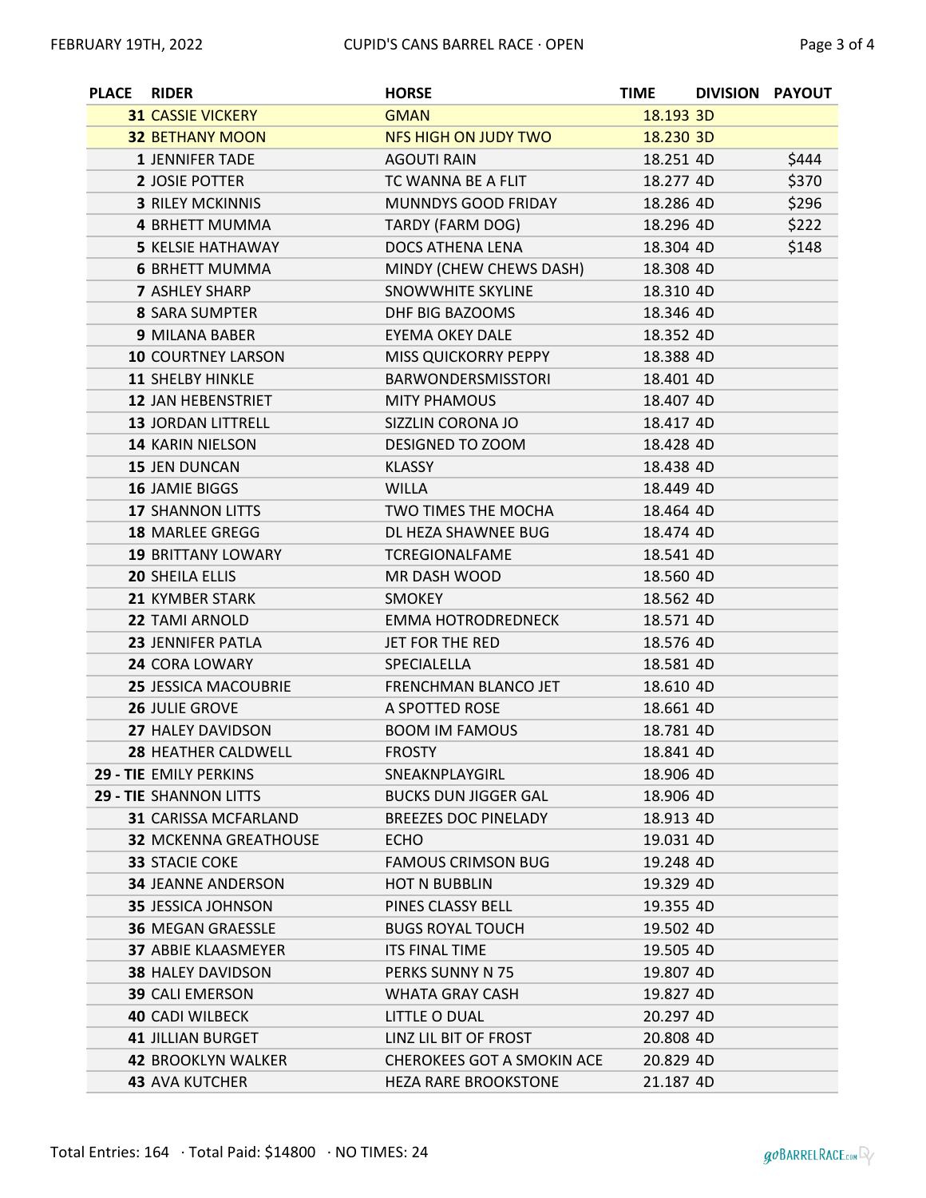| PLACE | RIDER | HORSE | TIME | DIVISION | PAYOUT |
|---|---|---|---|---|---|
| 31 | CASSIE VICKERY | GMAN | 18.193 | 3D | |
| 32 | BETHANY MOON | NFS HIGH ON JUDY TWO | 18.230 | 3D | |
| 1 | JENNIFER TADE | AGOUTI RAIN | 18.251 | 4D | $444 |
| 2 | JOSIE POTTER | TC WANNA BE A FLIT | 18.277 | 4D | $370 |
| 3 | RILEY MCKINNIS | MUNNDYS GOOD FRIDAY | 18.286 | 4D | $296 |
| 4 | BRHETT MUMMA | TARDY (FARM DOG) | 18.296 | 4D | $222 |
| 5 | KELSIE HATHAWAY | DOCS ATHENA LENA | 18.304 | 4D | $148 |
| 6 | BRHETT MUMMA | MINDY (CHEW CHEWS DASH) | 18.308 | 4D | |
| 7 | ASHLEY SHARP | SNOWWHITE SKYLINE | 18.310 | 4D | |
| 8 | SARA SUMPTER | DHF BIG BAZOOMS | 18.346 | 4D | |
| 9 | MILANA BABER | EYEMA OKEY DALE | 18.352 | 4D | |
| 10 | COURTNEY LARSON | MISS QUICKORRY PEPPY | 18.388 | 4D | |
| 11 | SHELBY HINKLE | BARWONDERSMISSTORI | 18.401 | 4D | |
| 12 | JAN HEBENSTRIET | MITY PHAMOUS | 18.407 | 4D | |
| 13 | JORDAN LITTRELL | SIZZLIN CORONA JO | 18.417 | 4D | |
| 14 | KARIN NIELSON | DESIGNED TO ZOOM | 18.428 | 4D | |
| 15 | JEN DUNCAN | KLASSY | 18.438 | 4D | |
| 16 | JAMIE BIGGS | WILLA | 18.449 | 4D | |
| 17 | SHANNON LITTS | TWO TIMES THE MOCHA | 18.464 | 4D | |
| 18 | MARLEE GREGG | DL HEZA SHAWNEE BUG | 18.474 | 4D | |
| 19 | BRITTANY LOWARY | TCREGIONALFAME | 18.541 | 4D | |
| 20 | SHEILA ELLIS | MR DASH WOOD | 18.560 | 4D | |
| 21 | KYMBER STARK | SMOKEY | 18.562 | 4D | |
| 22 | TAMI ARNOLD | EMMA HOTRODREDNECK | 18.571 | 4D | |
| 23 | JENNIFER PATLA | JET FOR THE RED | 18.576 | 4D | |
| 24 | CORA LOWARY | SPECIALELLA | 18.581 | 4D | |
| 25 | JESSICA MACOUBRIE | FRENCHMAN BLANCO JET | 18.610 | 4D | |
| 26 | JULIE GROVE | A SPOTTED ROSE | 18.661 | 4D | |
| 27 | HALEY DAVIDSON | BOOM IM FAMOUS | 18.781 | 4D | |
| 28 | HEATHER CALDWELL | FROSTY | 18.841 | 4D | |
| 29 - TIE | EMILY PERKINS | SNEAKNPLAYGIRL | 18.906 | 4D | |
| 29 - TIE | SHANNON LITTS | BUCKS DUN JIGGER GAL | 18.906 | 4D | |
| 31 | CARISSA MCFARLAND | BREEZES DOC PINELADY | 18.913 | 4D | |
| 32 | MCKENNA GREATHOUSE | ECHO | 19.031 | 4D | |
| 33 | STACIE COKE | FAMOUS CRIMSON BUG | 19.248 | 4D | |
| 34 | JEANNE ANDERSON | HOT N BUBBLIN | 19.329 | 4D | |
| 35 | JESSICA JOHNSON | PINES CLASSY BELL | 19.355 | 4D | |
| 36 | MEGAN GRAESSLE | BUGS ROYAL TOUCH | 19.502 | 4D | |
| 37 | ABBIE KLAASMEYER | ITS FINAL TIME | 19.505 | 4D | |
| 38 | HALEY DAVIDSON | PERKS SUNNY N 75 | 19.807 | 4D | |
| 39 | CALI EMERSON | WHATA GRAY CASH | 19.827 | 4D | |
| 40 | CADI WILBECK | LITTLE O DUAL | 20.297 | 4D | |
| 41 | JILLIAN BURGET | LINZ LIL BIT OF FROST | 20.808 | 4D | |
| 42 | BROOKLYN WALKER | CHEROKEES GOT A SMOKIN ACE | 20.829 | 4D | |
| 43 | AVA KUTCHER | HEZA RARE BROOKSTONE | 21.187 | 4D | |

Total Entries: 164 · Total Paid: $14800 · NO TIMES: 24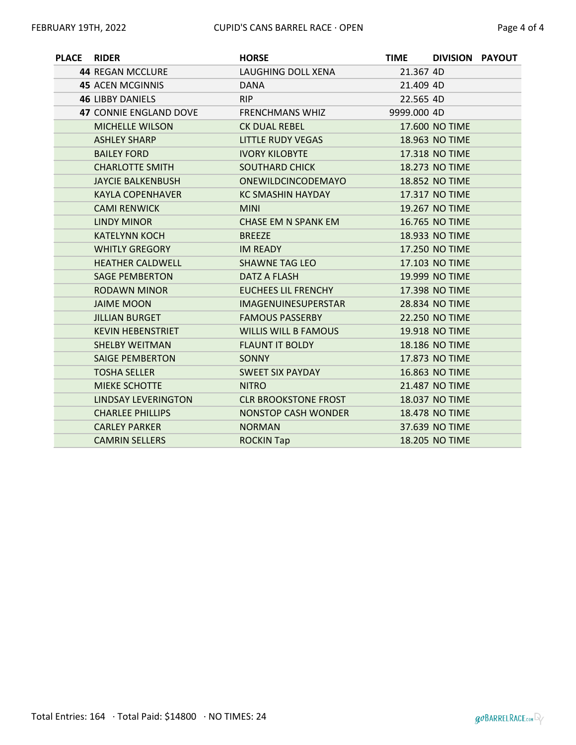| PLACE | RIDER | HORSE | TIME | DIVISION | PAYOUT |
|---|---|---|---|---|---|
| **44** | REGAN MCCLURE | LAUGHING DOLL XENA | 21.367 | 4D | |
| **45** | ACEN MCGINNIS | DANA | 21.409 | 4D | |
| **46** | LIBBY DANIELS | RIP | 22.565 | 4D | |
| **47** | CONNIE ENGLAND DOVE | FRENCHMANS WHIZ | 9999.000 | 4D | |
| | MICHELLE WILSON | CK DUAL REBEL | 17.600 | NO TIME | |
| | ASHLEY SHARP | LITTLE RUDY VEGAS | 18.963 | NO TIME | |
| | BAILEY FORD | IVORY KILOBYTE | 17.318 | NO TIME | |
| | CHARLOTTE SMITH | SOUTHARD CHICK | 18.273 | NO TIME | |
| | JAYCIE BALKENBUSH | ONEWILDCINCODEMAYO | 18.852 | NO TIME | |
| | KAYLA COPENHAVER | KC SMASHIN HAYDAY | 17.317 | NO TIME | |
| | CAMI RENWICK | MINI | 19.267 | NO TIME | |
| | LINDY MINOR | CHASE EM N SPANK EM | 16.765 | NO TIME | |
| | KATELYNN KOCH | BREEZE | 18.933 | NO TIME | |
| | WHITLY GREGORY | IM READY | 17.250 | NO TIME | |
| | HEATHER CALDWELL | SHAWNE TAG LEO | 17.103 | NO TIME | |
| | SAGE PEMBERTON | DATZ A FLASH | 19.999 | NO TIME | |
| | RODAWN MINOR | EUCHEES LIL FRENCHY | 17.398 | NO TIME | |
| | JAIME MOON | IMAGENUINESUPERSTAR | 28.834 | NO TIME | |
| | JILLIAN BURGET | FAMOUS PASSERBY | 22.250 | NO TIME | |
| | KEVIN HEBENSTRIET | WILLIS WILL B FAMOUS | 19.918 | NO TIME | |
| | SHELBY WEITMAN | FLAUNT IT BOLDY | 18.186 | NO TIME | |
| | SAIGE PEMBERTON | SONNY | 17.873 | NO TIME | |
| | TOSHA SELLER | SWEET SIX PAYDAY | 16.863 | NO TIME | |
| | MIEKE SCHOTTE | NITRO | 21.487 | NO TIME | |
| | LINDSAY LEVERINGTON | CLR BROOKSTONE FROST | 18.037 | NO TIME | |
| | CHARLEE PHILLIPS | NONSTOP CASH WONDER | 18.478 | NO TIME | |
| | CARLEY PARKER | NORMAN | 37.639 | NO TIME | |
| | CAMRIN SELLERS | ROCKIN Tap | 18.205 | NO TIME | |

Total Entries: 164 · Total Paid: $14800 · NO TIMES: 24